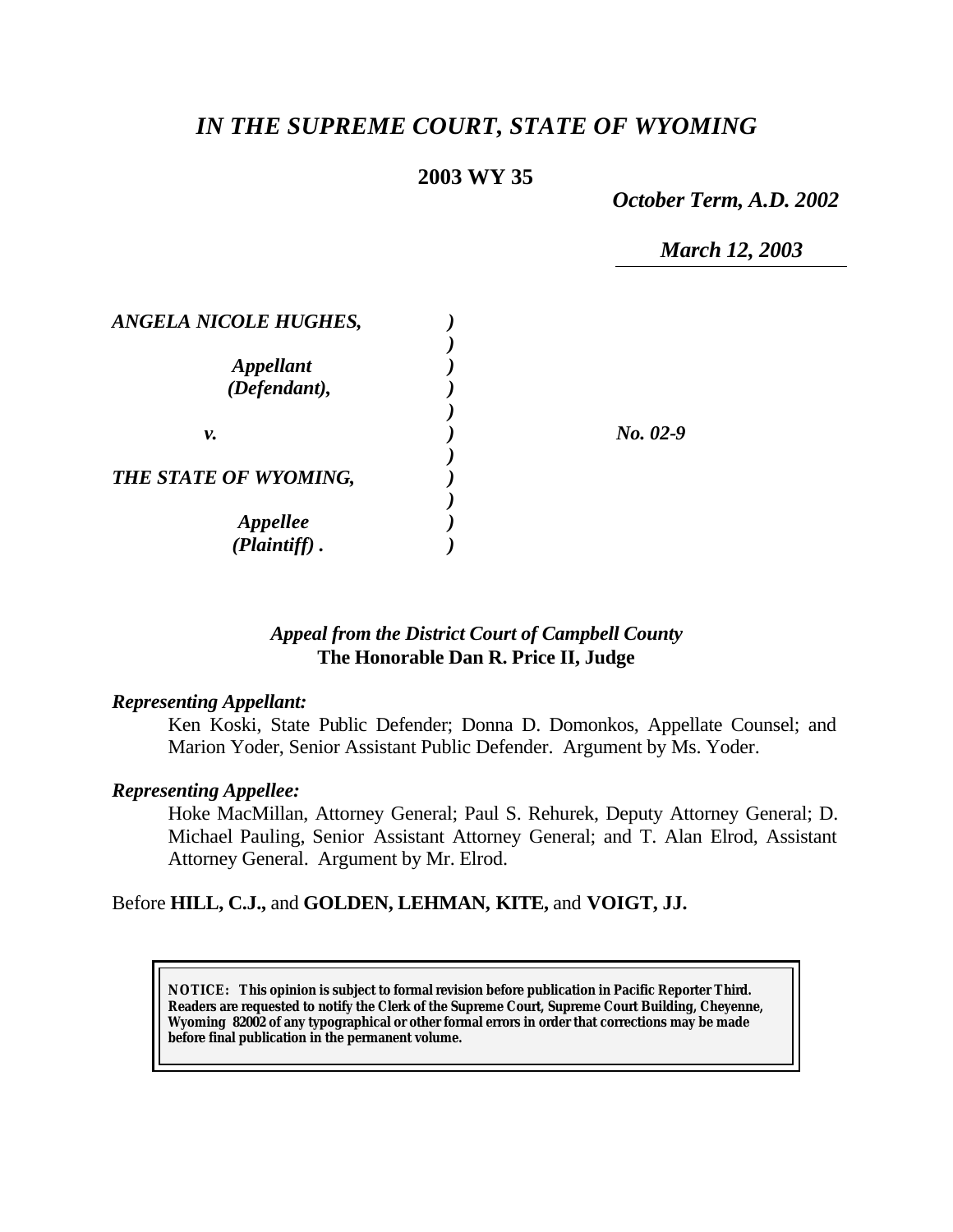# *IN THE SUPREME COURT, STATE OF WYOMING*

**2003 WY 35**

*October Term, A.D. 2002*

*March 12, 2003*

| | | |
|---|---|---|
| ***ANGELA NICOLE HUGHES,*** | ***)*** | |
| | ***)*** | |
| ***Appellant*** | ***)*** | |
| ***(Defendant),*** | ***)*** | |
| | ***)*** | |
| ***v.*** | ***)*** | ***No. 02-9*** |
| | ***)*** | |
| ***THE STATE OF WYOMING,*** | ***)*** | |
| | ***)*** | |
| ***Appellee*** | ***)*** | |
| ***(Plaintiff) .*** | ***)*** | |

***Appeal from the District Court of Campbell County***
**The Honorable Dan R. Price II, Judge**

***Representing Appellant:***

Ken Koski, State Public Defender; Donna D. Domonkos, Appellate Counsel; and Marion Yoder, Senior Assistant Public Defender. Argument by Ms. Yoder.

***Representing Appellee:***

Hoke MacMillan, Attorney General; Paul S. Rehurek, Deputy Attorney General; D. Michael Pauling, Senior Assistant Attorney General; and T. Alan Elrod, Assistant Attorney General. Argument by Mr. Elrod.

Before **HILL, C.J.,** and **GOLDEN, LEHMAN, KITE,** and **VOIGT, JJ.**

**NOTICE: This opinion is subject to formal revision before publication in Pacific Reporter Third. Readers are requested to notify the Clerk of the Supreme Court, Supreme Court Building, Cheyenne, Wyoming 82002 of any typographical or other formal errors in order that corrections may be made before final publication in the permanent volume.**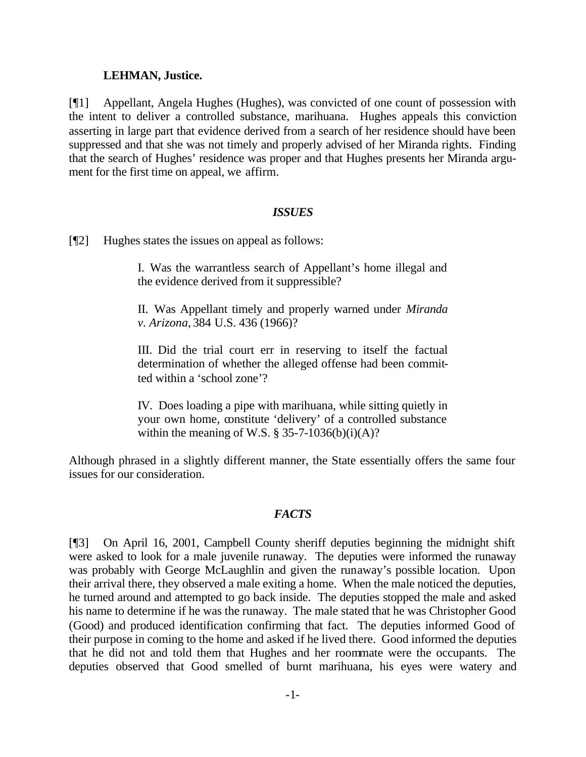**LEHMAN, Justice.**

[¶1] Appellant, Angela Hughes (Hughes), was convicted of one count of possession with the intent to deliver a controlled substance, marihuana. Hughes appeals this conviction asserting in large part that evidence derived from a search of her residence should have been suppressed and that she was not timely and properly advised of her Miranda rights. Finding that the search of Hughes' residence was proper and that Hughes presents her Miranda argument for the first time on appeal, we affirm.

### *ISSUES*

[¶2] Hughes states the issues on appeal as follows:

> I. Was the warrantless search of Appellant's home illegal and the evidence derived from it suppressible?
>
> II. Was Appellant timely and properly warned under *Miranda v. Arizona*, 384 U.S. 436 (1966)?
>
> III. Did the trial court err in reserving to itself the factual determination of whether the alleged offense had been committed within a 'school zone'?
>
> IV. Does loading a pipe with marihuana, while sitting quietly in your own home, constitute 'delivery' of a controlled substance within the meaning of W.S. § 35-7-1036(b)(i)(A)?

Although phrased in a slightly different manner, the State essentially offers the same four issues for our consideration.

### *FACTS*

[¶3] On April 16, 2001, Campbell County sheriff deputies beginning the midnight shift were asked to look for a male juvenile runaway. The deputies were informed the runaway was probably with George McLaughlin and given the runaway's possible location. Upon their arrival there, they observed a male exiting a home. When the male noticed the deputies, he turned around and attempted to go back inside. The deputies stopped the male and asked his name to determine if he was the runaway. The male stated that he was Christopher Good (Good) and produced identification confirming that fact. The deputies informed Good of their purpose in coming to the home and asked if he lived there. Good informed the deputies that he did not and told them that Hughes and her roommate were the occupants. The deputies observed that Good smelled of burnt marihuana, his eyes were watery and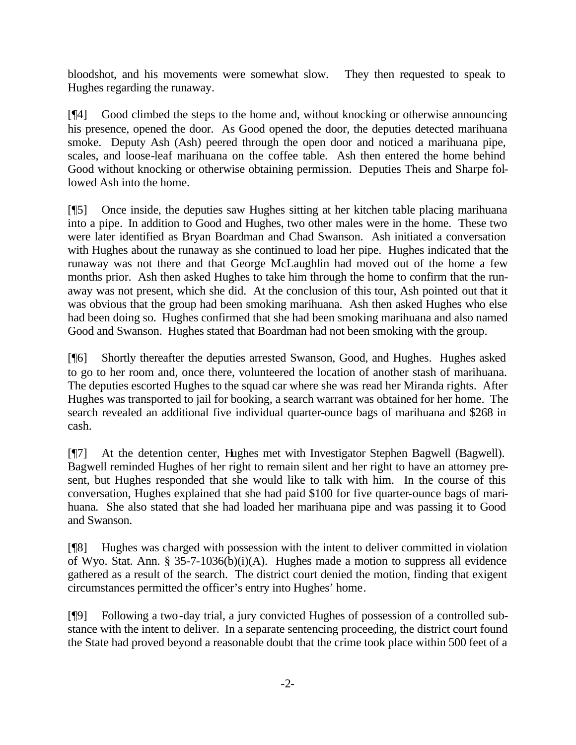bloodshot, and his movements were somewhat slow. They then requested to speak to Hughes regarding the runaway.

[¶4] Good climbed the steps to the home and, without knocking or otherwise announcing his presence, opened the door. As Good opened the door, the deputies detected marihuana smoke. Deputy Ash (Ash) peered through the open door and noticed a marihuana pipe, scales, and loose-leaf marihuana on the coffee table. Ash then entered the home behind Good without knocking or otherwise obtaining permission. Deputies Theis and Sharpe followed Ash into the home.

[¶5] Once inside, the deputies saw Hughes sitting at her kitchen table placing marihuana into a pipe. In addition to Good and Hughes, two other males were in the home. These two were later identified as Bryan Boardman and Chad Swanson. Ash initiated a conversation with Hughes about the runaway as she continued to load her pipe. Hughes indicated that the runaway was not there and that George McLaughlin had moved out of the home a few months prior. Ash then asked Hughes to take him through the home to confirm that the runaway was not present, which she did. At the conclusion of this tour, Ash pointed out that it was obvious that the group had been smoking marihuana. Ash then asked Hughes who else had been doing so. Hughes confirmed that she had been smoking marihuana and also named Good and Swanson. Hughes stated that Boardman had not been smoking with the group.

[¶6] Shortly thereafter the deputies arrested Swanson, Good, and Hughes. Hughes asked to go to her room and, once there, volunteered the location of another stash of marihuana. The deputies escorted Hughes to the squad car where she was read her Miranda rights. After Hughes was transported to jail for booking, a search warrant was obtained for her home. The search revealed an additional five individual quarter-ounce bags of marihuana and $268 in cash.

[¶7] At the detention center, Hughes met with Investigator Stephen Bagwell (Bagwell). Bagwell reminded Hughes of her right to remain silent and her right to have an attorney present, but Hughes responded that she would like to talk with him. In the course of this conversation, Hughes explained that she had paid $100 for five quarter-ounce bags of marihuana. She also stated that she had loaded her marihuana pipe and was passing it to Good and Swanson.

[¶8] Hughes was charged with possession with the intent to deliver committed in violation of Wyo. Stat. Ann. § 35-7-1036(b)(i)(A). Hughes made a motion to suppress all evidence gathered as a result of the search. The district court denied the motion, finding that exigent circumstances permitted the officer's entry into Hughes' home.

[¶9] Following a two-day trial, a jury convicted Hughes of possession of a controlled substance with the intent to deliver. In a separate sentencing proceeding, the district court found the State had proved beyond a reasonable doubt that the crime took place within 500 feet of a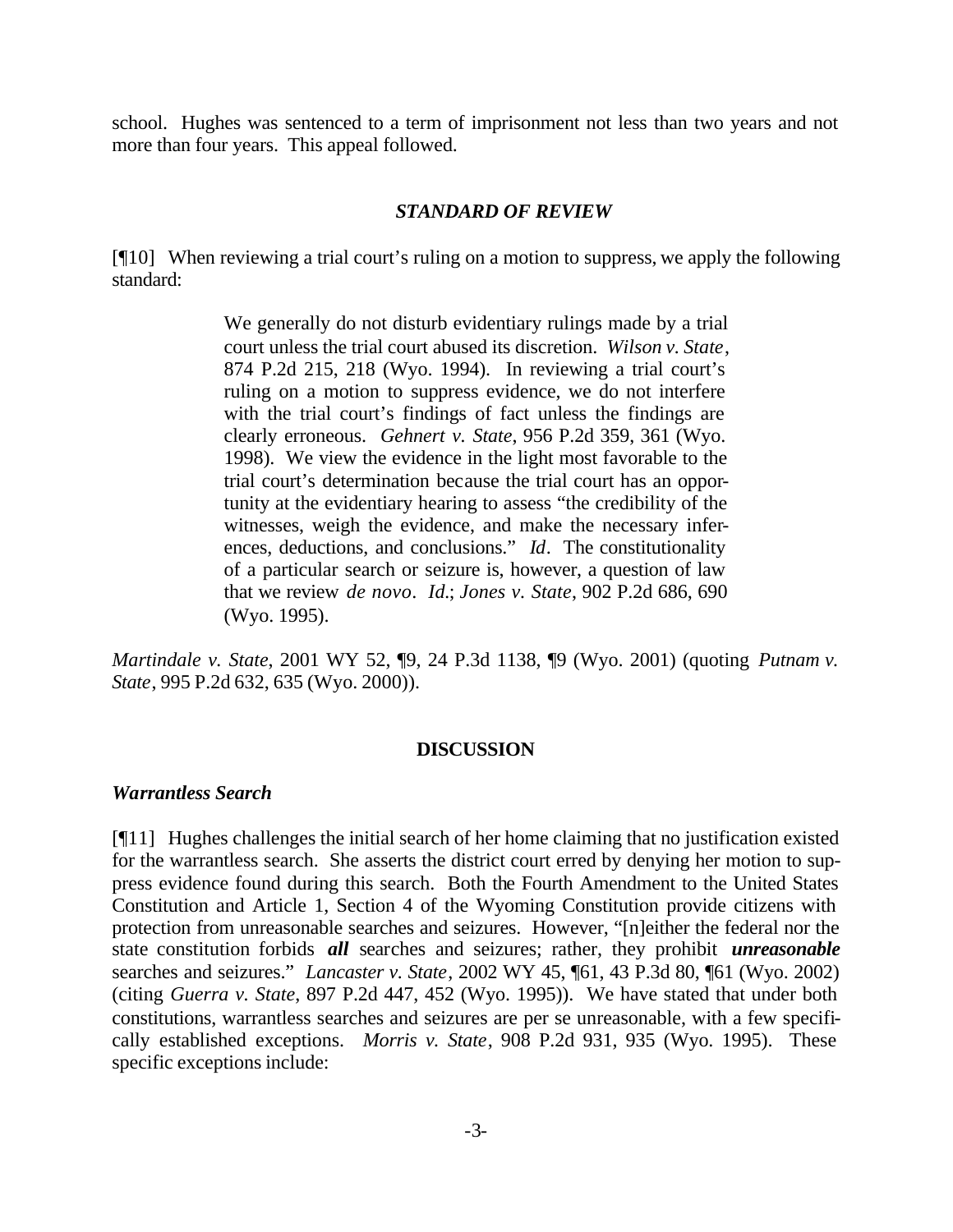school. Hughes was sentenced to a term of imprisonment not less than two years and not more than four years. This appeal followed.

### *STANDARD OF REVIEW*

[¶10] When reviewing a trial court's ruling on a motion to suppress, we apply the following standard:

> We generally do not disturb evidentiary rulings made by a trial court unless the trial court abused its discretion. *Wilson v. State*, 874 P.2d 215, 218 (Wyo. 1994). In reviewing a trial court's ruling on a motion to suppress evidence, we do not interfere with the trial court's findings of fact unless the findings are clearly erroneous. *Gehnert v. State*, 956 P.2d 359, 361 (Wyo. 1998). We view the evidence in the light most favorable to the trial court's determination because the trial court has an opportunity at the evidentiary hearing to assess "the credibility of the witnesses, weigh the evidence, and make the necessary inferences, deductions, and conclusions." *Id*. The constitutionality of a particular search or seizure is, however, a question of law that we review *de novo*. *Id.*; *Jones v. State*, 902 P.2d 686, 690 (Wyo. 1995).

*Martindale v. State*, 2001 WY 52, ¶9, 24 P.3d 1138, ¶9 (Wyo. 2001) (quoting *Putnam v. State*, 995 P.2d 632, 635 (Wyo. 2000)).

### DISCUSSION

#### *Warrantless Search*

[¶11] Hughes challenges the initial search of her home claiming that no justification existed for the warrantless search. She asserts the district court erred by denying her motion to suppress evidence found during this search. Both the Fourth Amendment to the United States Constitution and Article 1, Section 4 of the Wyoming Constitution provide citizens with protection from unreasonable searches and seizures. However, "[n]either the federal nor the state constitution forbids ***all*** searches and seizures; rather, they prohibit ***unreasonable*** searches and seizures." *Lancaster v. State*, 2002 WY 45, ¶61, 43 P.3d 80, ¶61 (Wyo. 2002) (citing *Guerra v. State*, 897 P.2d 447, 452 (Wyo. 1995)). We have stated that under both constitutions, warrantless searches and seizures are per se unreasonable, with a few specifically established exceptions. *Morris v. State*, 908 P.2d 931, 935 (Wyo. 1995). These specific exceptions include: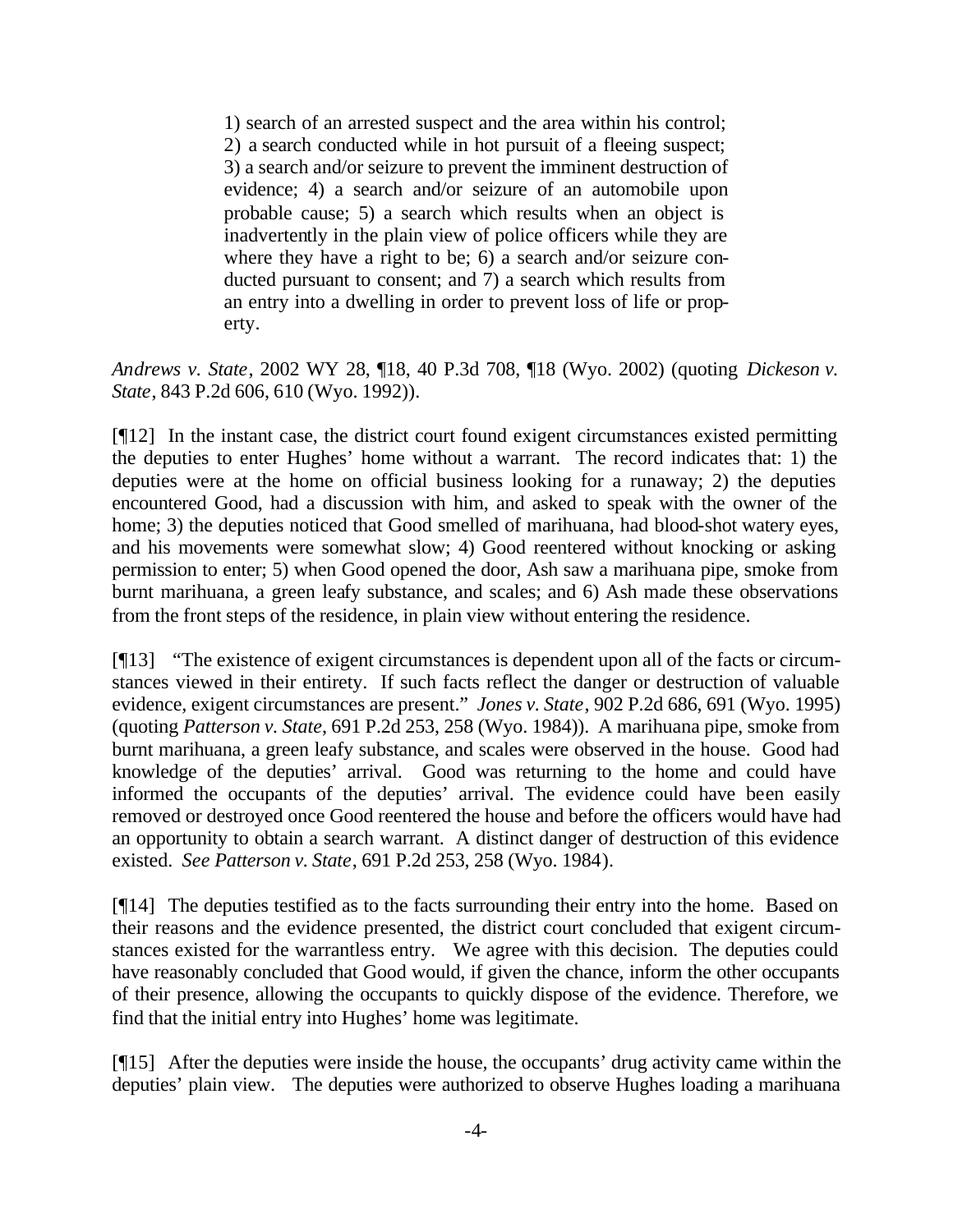> 1) search of an arrested suspect and the area within his control; 2) a search conducted while in hot pursuit of a fleeing suspect; 3) a search and/or seizure to prevent the imminent destruction of evidence; 4) a search and/or seizure of an automobile upon probable cause; 5) a search which results when an object is inadvertently in the plain view of police officers while they are where they have a right to be; 6) a search and/or seizure conducted pursuant to consent; and 7) a search which results from an entry into a dwelling in order to prevent loss of life or property.

*Andrews v. State*, 2002 WY 28, ¶18, 40 P.3d 708, ¶18 (Wyo. 2002) (quoting *Dickeson v. State*, 843 P.2d 606, 610 (Wyo. 1992)).

[¶12] In the instant case, the district court found exigent circumstances existed permitting the deputies to enter Hughes' home without a warrant. The record indicates that: 1) the deputies were at the home on official business looking for a runaway; 2) the deputies encountered Good, had a discussion with him, and asked to speak with the owner of the home; 3) the deputies noticed that Good smelled of marihuana, had blood-shot watery eyes, and his movements were somewhat slow; 4) Good reentered without knocking or asking permission to enter; 5) when Good opened the door, Ash saw a marihuana pipe, smoke from burnt marihuana, a green leafy substance, and scales; and 6) Ash made these observations from the front steps of the residence, in plain view without entering the residence.

[¶13] "The existence of exigent circumstances is dependent upon all of the facts or circumstances viewed in their entirety. If such facts reflect the danger or destruction of valuable evidence, exigent circumstances are present." *Jones v. State*, 902 P.2d 686, 691 (Wyo. 1995) (quoting *Patterson v. State*, 691 P.2d 253, 258 (Wyo. 1984)). A marihuana pipe, smoke from burnt marihuana, a green leafy substance, and scales were observed in the house. Good had knowledge of the deputies' arrival. Good was returning to the home and could have informed the occupants of the deputies' arrival. The evidence could have been easily removed or destroyed once Good reentered the house and before the officers would have had an opportunity to obtain a search warrant. A distinct danger of destruction of this evidence existed. *See Patterson v. State*, 691 P.2d 253, 258 (Wyo. 1984).

[¶14] The deputies testified as to the facts surrounding their entry into the home. Based on their reasons and the evidence presented, the district court concluded that exigent circumstances existed for the warrantless entry. We agree with this decision. The deputies could have reasonably concluded that Good would, if given the chance, inform the other occupants of their presence, allowing the occupants to quickly dispose of the evidence. Therefore, we find that the initial entry into Hughes' home was legitimate.

[¶15] After the deputies were inside the house, the occupants' drug activity came within the deputies' plain view. The deputies were authorized to observe Hughes loading a marihuana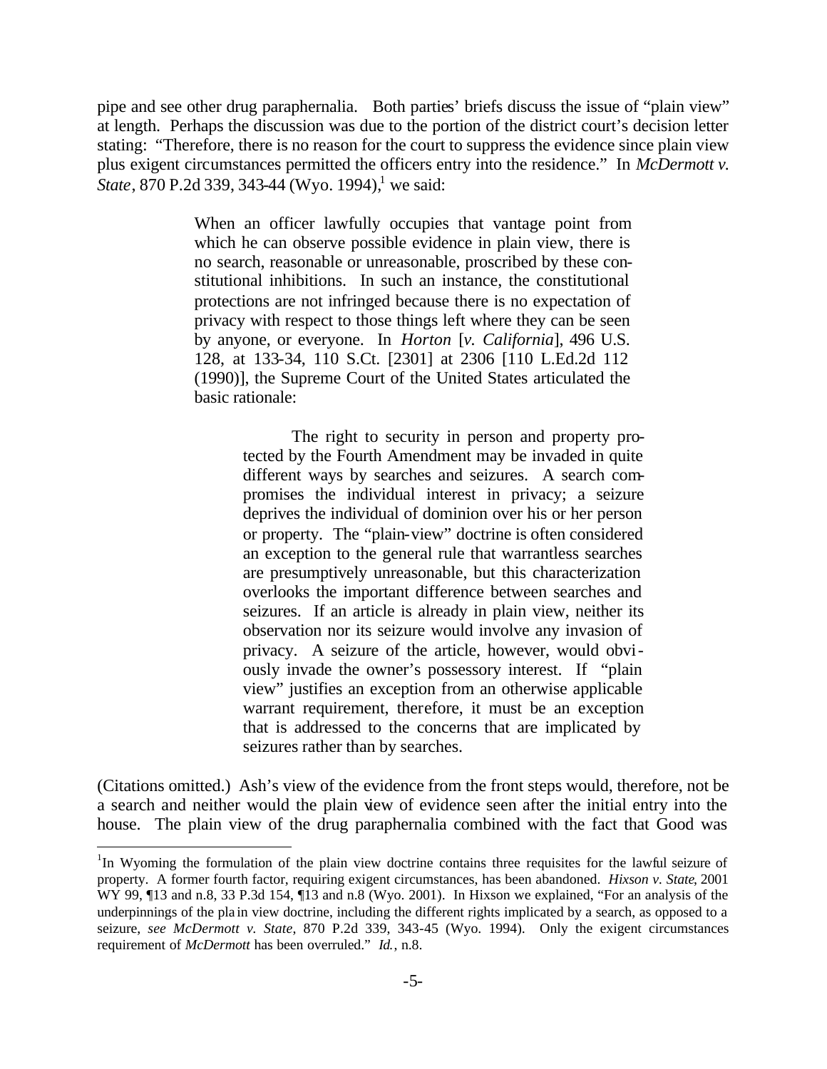pipe and see other drug paraphernalia. Both parties' briefs discuss the issue of "plain view" at length. Perhaps the discussion was due to the portion of the district court's decision letter stating: "Therefore, there is no reason for the court to suppress the evidence since plain view plus exigent circumstances permitted the officers entry into the residence." In *McDermott v. State*, 870 P.2d 339, 343-44 (Wyo. 1994),[1] we said:

> When an officer lawfully occupies that vantage point from which he can observe possible evidence in plain view, there is no search, reasonable or unreasonable, proscribed by these constitutional inhibitions. In such an instance, the constitutional protections are not infringed because there is no expectation of privacy with respect to those things left where they can be seen by anyone, or everyone. In *Horton* [*v. California*], 496 U.S. 128, at 133-34, 110 S.Ct. [2301] at 2306 [110 L.Ed.2d 112 (1990)], the Supreme Court of the United States articulated the basic rationale:
>
> > The right to security in person and property protected by the Fourth Amendment may be invaded in quite different ways by searches and seizures. A search compromises the individual interest in privacy; a seizure deprives the individual of dominion over his or her person or property. The "plain-view" doctrine is often considered an exception to the general rule that warrantless searches are presumptively unreasonable, but this characterization overlooks the important difference between searches and seizures. If an article is already in plain view, neither its observation nor its seizure would involve any invasion of privacy. A seizure of the article, however, would obviously invade the owner's possessory interest. If "plain view" justifies an exception from an otherwise applicable warrant requirement, therefore, it must be an exception that is addressed to the concerns that are implicated by seizures rather than by searches.

(Citations omitted.) Ash's view of the evidence from the front steps would, therefore, not be a search and neither would the plain view of evidence seen after the initial entry into the house. The plain view of the drug paraphernalia combined with the fact that Good was

---

[1] In Wyoming the formulation of the plain view doctrine contains three requisites for the lawful seizure of property. A former fourth factor, requiring exigent circumstances, has been abandoned. *Hixson v. State*, 2001 WY 99, ¶13 and n.8, 33 P.3d 154, ¶13 and n.8 (Wyo. 2001). In Hixson we explained, "For an analysis of the underpinnings of the plain view doctrine, including the different rights implicated by a search, as opposed to a seizure, *see McDermott v. State*, 870 P.2d 339, 343-45 (Wyo. 1994). Only the exigent circumstances requirement of *McDermott* has been overruled." *Id.*, n.8.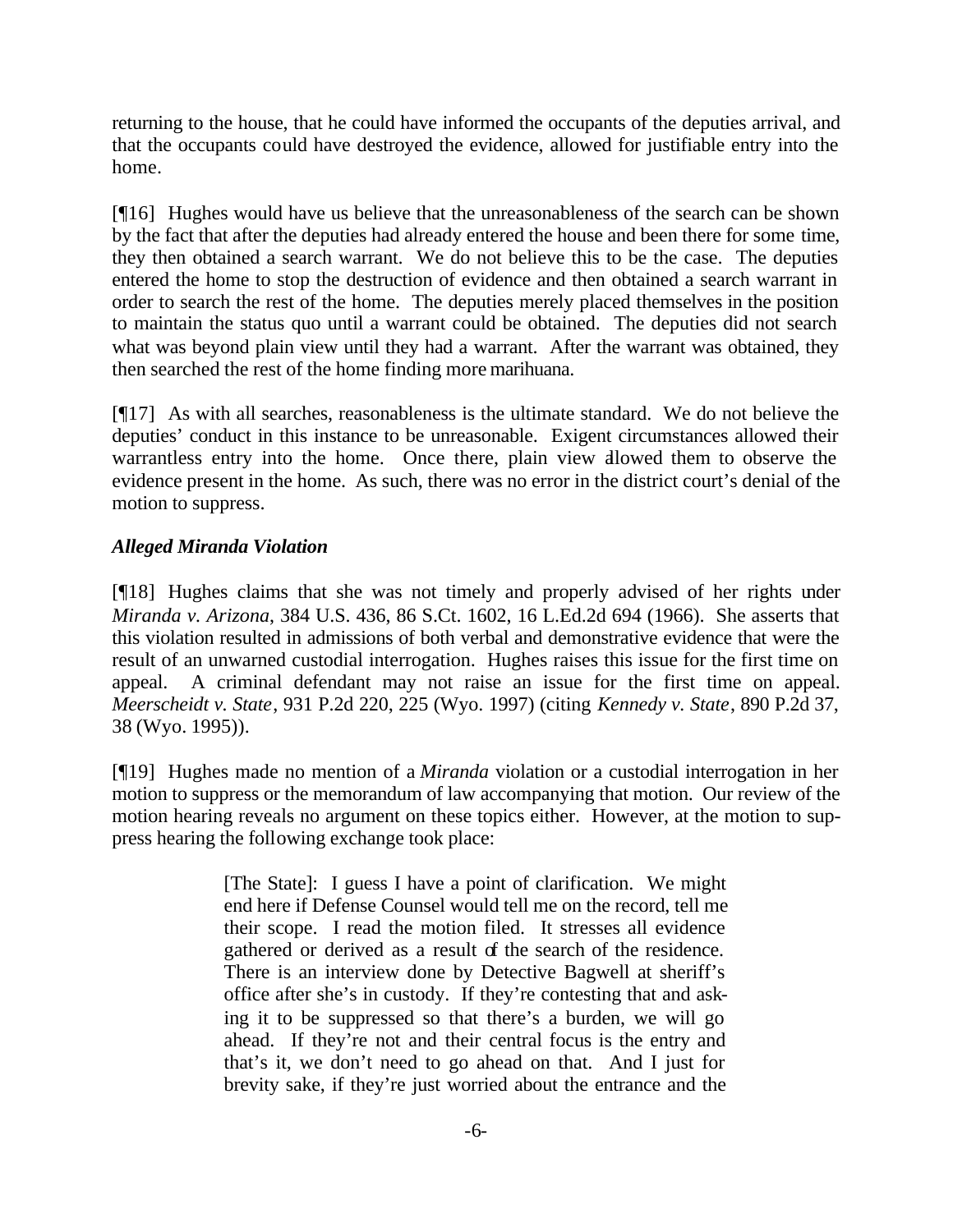returning to the house, that he could have informed the occupants of the deputies arrival, and that the occupants could have destroyed the evidence, allowed for justifiable entry into the home.

[¶16] Hughes would have us believe that the unreasonableness of the search can be shown by the fact that after the deputies had already entered the house and been there for some time, they then obtained a search warrant. We do not believe this to be the case. The deputies entered the home to stop the destruction of evidence and then obtained a search warrant in order to search the rest of the home. The deputies merely placed themselves in the position to maintain the status quo until a warrant could be obtained. The deputies did not search what was beyond plain view until they had a warrant. After the warrant was obtained, they then searched the rest of the home finding more marihuana.

[¶17] As with all searches, reasonableness is the ultimate standard. We do not believe the deputies' conduct in this instance to be unreasonable. Exigent circumstances allowed their warrantless entry into the home. Once there, plain view allowed them to observe the evidence present in the home. As such, there was no error in the district court's denial of the motion to suppress.

### *Alleged Miranda Violation*

[¶18] Hughes claims that she was not timely and properly advised of her rights under *Miranda v. Arizona*, 384 U.S. 436, 86 S.Ct. 1602, 16 L.Ed.2d 694 (1966). She asserts that this violation resulted in admissions of both verbal and demonstrative evidence that were the result of an unwarned custodial interrogation. Hughes raises this issue for the first time on appeal. A criminal defendant may not raise an issue for the first time on appeal. *Meerscheidt v. State*, 931 P.2d 220, 225 (Wyo. 1997) (citing *Kennedy v. State*, 890 P.2d 37, 38 (Wyo. 1995)).

[¶19] Hughes made no mention of a *Miranda* violation or a custodial interrogation in her motion to suppress or the memorandum of law accompanying that motion. Our review of the motion hearing reveals no argument on these topics either. However, at the motion to suppress hearing the following exchange took place:

> [The State]: I guess I have a point of clarification. We might end here if Defense Counsel would tell me on the record, tell me their scope. I read the motion filed. It stresses all evidence gathered or derived as a result of the search of the residence. There is an interview done by Detective Bagwell at sheriff's office after she's in custody. If they're contesting that and asking it to be suppressed so that there's a burden, we will go ahead. If they're not and their central focus is the entry and that's it, we don't need to go ahead on that. And I just for brevity sake, if they're just worried about the entrance and the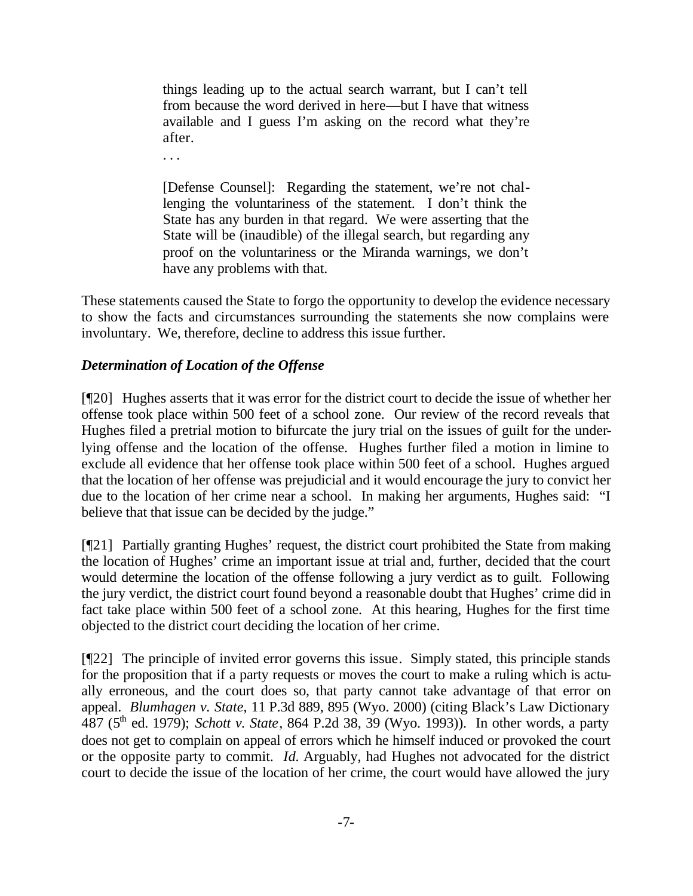> things leading up to the actual search warrant, but I can't tell from because the word derived in here—but I have that witness available and I guess I'm asking on the record what they're after.
>
> . . .
>
> [Defense Counsel]: Regarding the statement, we're not challenging the voluntariness of the statement. I don't think the State has any burden in that regard. We were asserting that the State will be (inaudible) of the illegal search, but regarding any proof on the voluntariness or the Miranda warnings, we don't have any problems with that.

These statements caused the State to forgo the opportunity to develop the evidence necessary to show the facts and circumstances surrounding the statements she now complains were involuntary. We, therefore, decline to address this issue further.

### *Determination of Location of the Offense*

[¶20] Hughes asserts that it was error for the district court to decide the issue of whether her offense took place within 500 feet of a school zone. Our review of the record reveals that Hughes filed a pretrial motion to bifurcate the jury trial on the issues of guilt for the underlying offense and the location of the offense. Hughes further filed a motion in limine to exclude all evidence that her offense took place within 500 feet of a school. Hughes argued that the location of her offense was prejudicial and it would encourage the jury to convict her due to the location of her crime near a school. In making her arguments, Hughes said: "I believe that that issue can be decided by the judge."

[¶21] Partially granting Hughes' request, the district court prohibited the State from making the location of Hughes' crime an important issue at trial and, further, decided that the court would determine the location of the offense following a jury verdict as to guilt. Following the jury verdict, the district court found beyond a reasonable doubt that Hughes' crime did in fact take place within 500 feet of a school zone. At this hearing, Hughes for the first time objected to the district court deciding the location of her crime.

[¶22] The principle of invited error governs this issue. Simply stated, this principle stands for the proposition that if a party requests or moves the court to make a ruling which is actually erroneous, and the court does so, that party cannot take advantage of that error on appeal. *Blumhagen v. State*, 11 P.3d 889, 895 (Wyo. 2000) (citing Black's Law Dictionary 487 (5th ed. 1979); *Schott v. State*, 864 P.2d 38, 39 (Wyo. 1993)). In other words, a party does not get to complain on appeal of errors which he himself induced or provoked the court or the opposite party to commit. *Id.* Arguably, had Hughes not advocated for the district court to decide the issue of the location of her crime, the court would have allowed the jury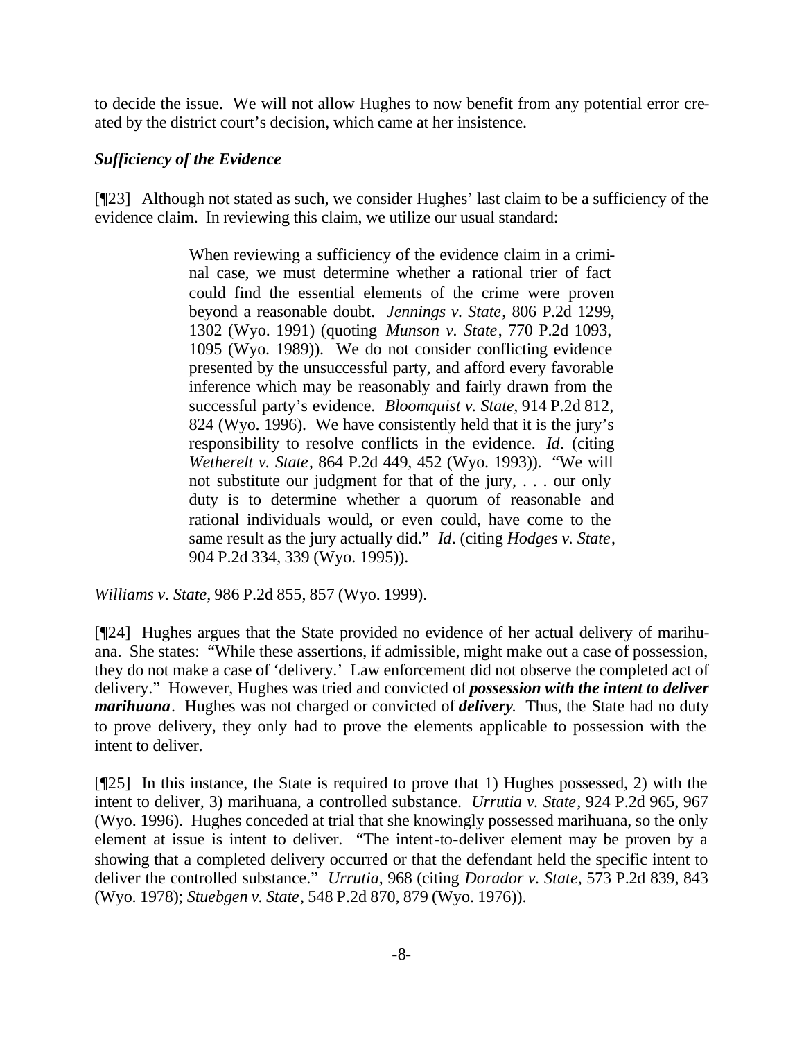to decide the issue. We will not allow Hughes to now benefit from any potential error created by the district court's decision, which came at her insistence.

### *Sufficiency of the Evidence*

[¶23] Although not stated as such, we consider Hughes' last claim to be a sufficiency of the evidence claim. In reviewing this claim, we utilize our usual standard:

> When reviewing a sufficiency of the evidence claim in a criminal case, we must determine whether a rational trier of fact could find the essential elements of the crime were proven beyond a reasonable doubt. *Jennings v. State*, 806 P.2d 1299, 1302 (Wyo. 1991) (quoting *Munson v. State*, 770 P.2d 1093, 1095 (Wyo. 1989)). We do not consider conflicting evidence presented by the unsuccessful party, and afford every favorable inference which may be reasonably and fairly drawn from the successful party's evidence. *Bloomquist v. State*, 914 P.2d 812, 824 (Wyo. 1996). We have consistently held that it is the jury's responsibility to resolve conflicts in the evidence. *Id*. (citing *Wetherelt v. State*, 864 P.2d 449, 452 (Wyo. 1993)). "We will not substitute our judgment for that of the jury, . . . our only duty is to determine whether a quorum of reasonable and rational individuals would, or even could, have come to the same result as the jury actually did." *Id*. (citing *Hodges v. State*, 904 P.2d 334, 339 (Wyo. 1995)).

*Williams v. State*, 986 P.2d 855, 857 (Wyo. 1999).

[¶24] Hughes argues that the State provided no evidence of her actual delivery of marihuana. She states: "While these assertions, if admissible, might make out a case of possession, they do not make a case of 'delivery.' Law enforcement did not observe the completed act of delivery." However, Hughes was tried and convicted of ***possession with the intent to deliver marihuana***. Hughes was not charged or convicted of ***delivery***. Thus, the State had no duty to prove delivery, they only had to prove the elements applicable to possession with the intent to deliver.

[¶25] In this instance, the State is required to prove that 1) Hughes possessed, 2) with the intent to deliver, 3) marihuana, a controlled substance. *Urrutia v. State*, 924 P.2d 965, 967 (Wyo. 1996). Hughes conceded at trial that she knowingly possessed marihuana, so the only element at issue is intent to deliver. "The intent-to-deliver element may be proven by a showing that a completed delivery occurred or that the defendant held the specific intent to deliver the controlled substance." *Urrutia*, 968 (citing *Dorador v. State*, 573 P.2d 839, 843 (Wyo. 1978); *Stuebgen v. State*, 548 P.2d 870, 879 (Wyo. 1976)).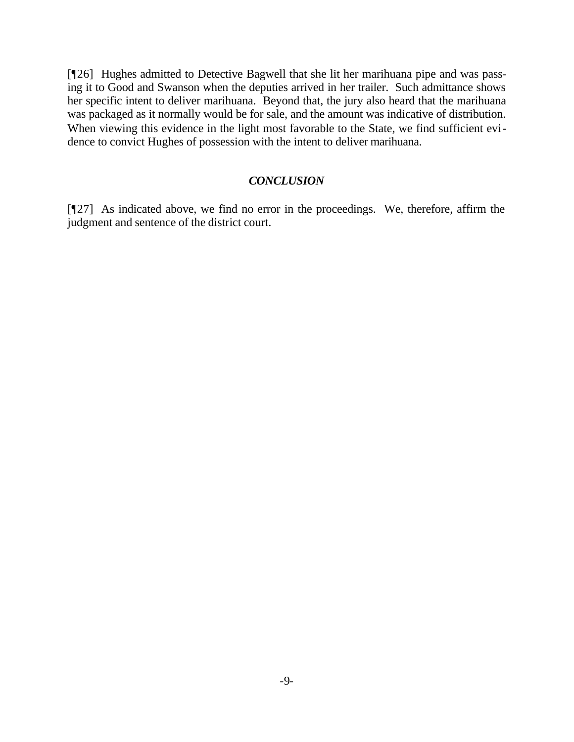[¶26] Hughes admitted to Detective Bagwell that she lit her marihuana pipe and was passing it to Good and Swanson when the deputies arrived in her trailer. Such admittance shows her specific intent to deliver marihuana. Beyond that, the jury also heard that the marihuana was packaged as it normally would be for sale, and the amount was indicative of distribution. When viewing this evidence in the light most favorable to the State, we find sufficient evidence to convict Hughes of possession with the intent to deliver marihuana.

## *CONCLUSION*

[¶27] As indicated above, we find no error in the proceedings. We, therefore, affirm the judgment and sentence of the district court.